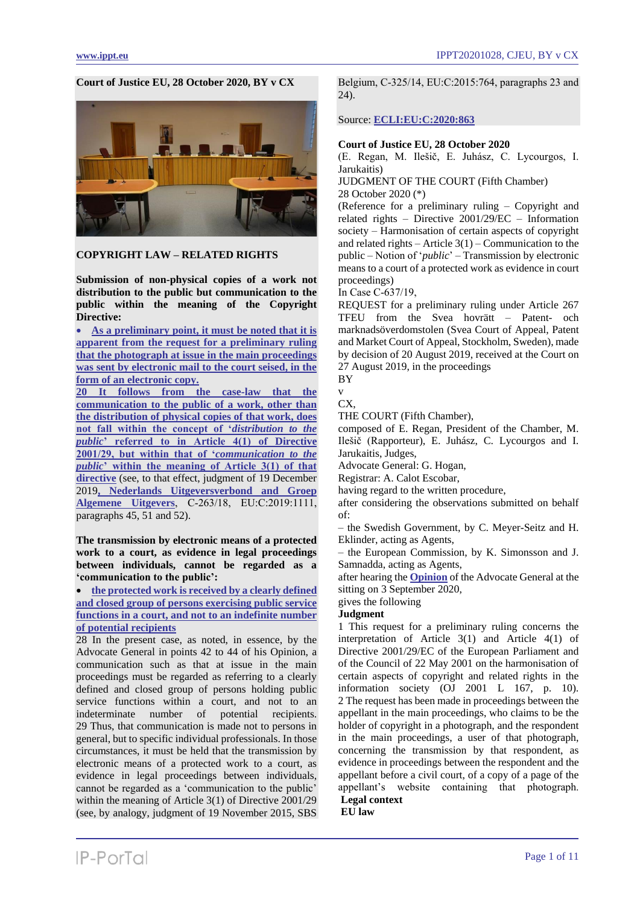**Court of Justice EU, 28 October 2020, BY v CX**

**COPYRIGHT LAW – RELATED RIGHTS**

**Submission of non-physical copies of a work not distribution to the public but communication to the public within the meaning of the Copyright Directive:**

- As a preliminary point, it must be noted that it is apparent from the request for a preliminary ruling that the photograph at issue in the main proceedings was sent by electronic mail to the court seised, in the form of an electronic copy.

20 It follows from the case-law that the communication to the public of a work, other than the distribution of physical copies of that work, does not fall within the concept of '*distribution to the public*' referred to in Article 4(1) of Directive 2001/29, but within that of '*communication to the public*' within the meaning of Article 3(1) of that directive (see, to that effect, judgment of 19 December 2019, Nederlands Uitgeversverbond and Groep Algemene Uitgevers, C-263/18, EU:C:2019:1111, paragraphs 45, 51 and 52).

**The transmission by electronic means of a protected work to a court, as evidence in legal proceedings between individuals, cannot be regarded as a 'communication to the public':**

- the protected work is received by a clearly defined and closed group of persons exercising public service functions in a court, and not to an indefinite number of potential recipients

28 In the present case, as noted, in essence, by the Advocate General in points 42 to 44 of his Opinion, a communication such as that at issue in the main proceedings must be regarded as referring to a clearly defined and closed group of persons holding public service functions within a court, and not to an indeterminate number of potential recipients.

29 Thus, that communication is made not to persons in general, but to specific individual professionals. In those circumstances, it must be held that the transmission by electronic means of a protected work to a court, as evidence in legal proceedings between individuals, cannot be regarded as a 'communication to the public' within the meaning of Article 3(1) of Directive 2001/29 (see, by analogy, judgment of 19 November 2015, SBS Belgium, C-325/14, EU:C:2015:764, paragraphs 23 and 24).

Source: ECLI:EU:C:2020:863

**Court of Justice EU, 28 October 2020**

(E. Regan, M. Ilešič, E. Juhász, C. Lycourgos, I. Jarukaitis)

JUDGMENT OF THE COURT (Fifth Chamber)

28 October 2020 (*)

(Reference for a preliminary ruling – Copyright and related rights – Directive 2001/29/EC – Information society – Harmonisation of certain aspects of copyright and related rights – Article 3(1) – Communication to the public – Notion of '*public*' – Transmission by electronic means to a court of a protected work as evidence in court proceedings)

In Case C-637/19,

REQUEST for a preliminary ruling under Article 267 TFEU from the Svea hovrätt – Patent- och marknadsöverdomstolen (Svea Court of Appeal, Patent and Market Court of Appeal, Stockholm, Sweden), made by decision of 20 August 2019, received at the Court on 27 August 2019, in the proceedings

BY

v

CX,

THE COURT (Fifth Chamber),

composed of E. Regan, President of the Chamber, M. Ilešič (Rapporteur), E. Juhász, C. Lycourgos and I. Jarukaitis, Judges,

Advocate General: G. Hogan,

Registrar: A. Calot Escobar,

having regard to the written procedure,

after considering the observations submitted on behalf of:

– the Swedish Government, by C. Meyer-Seitz and H. Eklinder, acting as Agents,

– the European Commission, by K. Simonsson and J. Samnadda, acting as Agents,

after hearing the Opinion of the Advocate General at the sitting on 3 September 2020,

gives the following

**Judgment**

1 This request for a preliminary ruling concerns the interpretation of Article 3(1) and Article 4(1) of Directive 2001/29/EC of the European Parliament and of the Council of 22 May 2001 on the harmonisation of certain aspects of copyright and related rights in the information society (OJ 2001 L 167, p. 10).

2 The request has been made in proceedings between the appellant in the main proceedings, who claims to be the holder of copyright in a photograph, and the respondent in the main proceedings, a user of that photograph, concerning the transmission by that respondent, as evidence in proceedings between the respondent and the appellant before a civil court, of a copy of a page of the appellant's website containing that photograph.

**Legal context**

**EU law**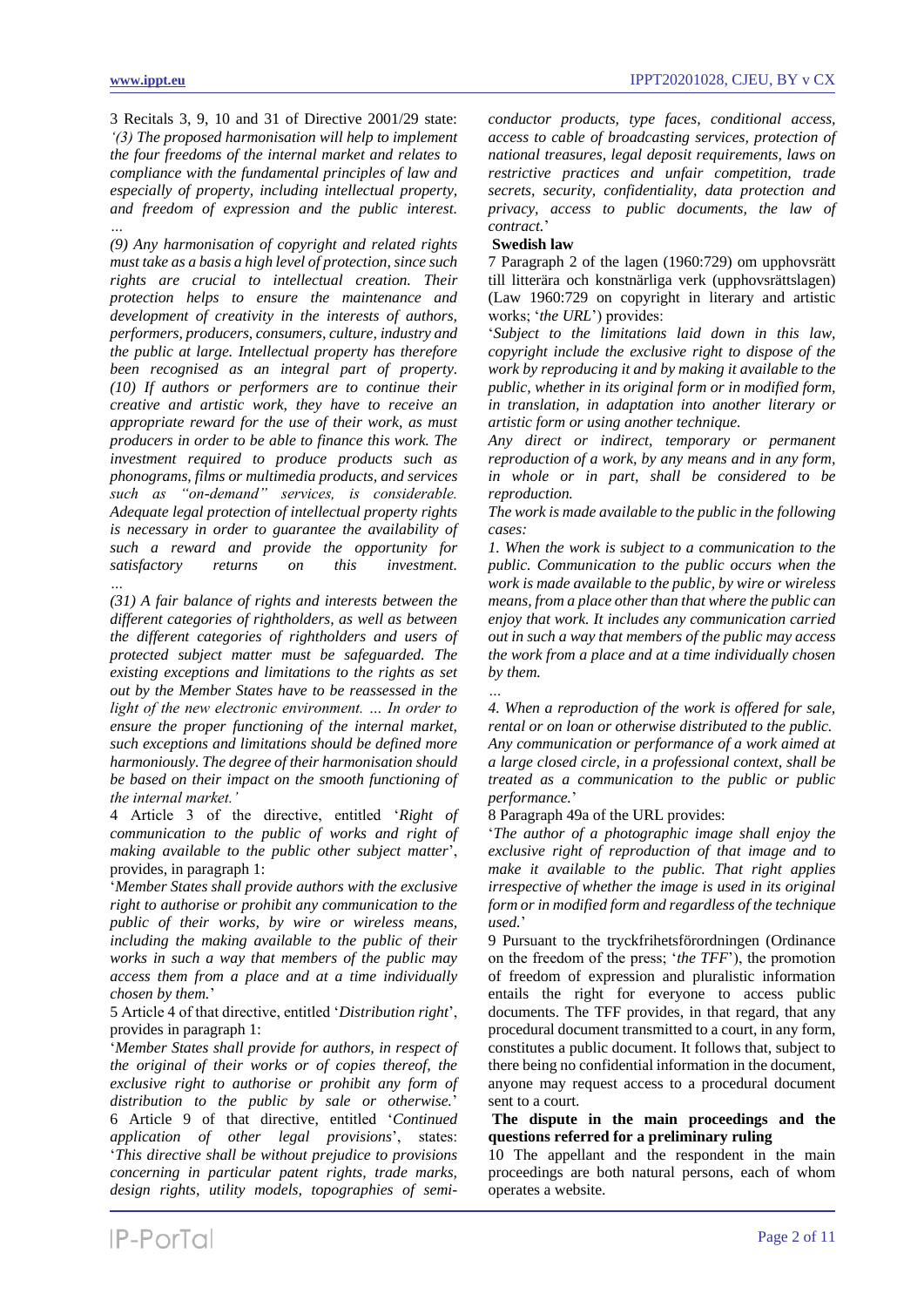3 Recitals 3, 9, 10 and 31 of Directive 2001/29 state:

*'(3) The proposed harmonisation will help to implement the four freedoms of the internal market and relates to compliance with the fundamental principles of law and especially of property, including intellectual property, and freedom of expression and the public interest.*

*…*

*(9) Any harmonisation of copyright and related rights must take as a basis a high level of protection, since such rights are crucial to intellectual creation. Their protection helps to ensure the maintenance and development of creativity in the interests of authors, performers, producers, consumers, culture, industry and the public at large. Intellectual property has therefore been recognised as an integral part of property.*

*(10) If authors or performers are to continue their creative and artistic work, they have to receive an appropriate reward for the use of their work, as must producers in order to be able to finance this work. The investment required to produce products such as phonograms, films or multimedia products, and services such as "on-demand" services, is considerable. Adequate legal protection of intellectual property rights is necessary in order to guarantee the availability of such a reward and provide the opportunity for satisfactory returns on this investment.*

*…*

*(31) A fair balance of rights and interests between the different categories of rightholders, as well as between the different categories of rightholders and users of protected subject matter must be safeguarded. The existing exceptions and limitations to the rights as set out by the Member States have to be reassessed in the light of the new electronic environment. … In order to ensure the proper functioning of the internal market, such exceptions and limitations should be defined more harmoniously. The degree of their harmonisation should be based on their impact on the smooth functioning of the internal market.'*

4 Article 3 of the directive, entitled '*Right of communication to the public of works and right of making available to the public other subject matter*', provides, in paragraph 1:

'*Member States shall provide authors with the exclusive right to authorise or prohibit any communication to the public of their works, by wire or wireless means, including the making available to the public of their works in such a way that members of the public may access them from a place and at a time individually chosen by them.*'

5 Article 4 of that directive, entitled '*Distribution right*', provides in paragraph 1:

'*Member States shall provide for authors, in respect of the original of their works or of copies thereof, the exclusive right to authorise or prohibit any form of distribution to the public by sale or otherwise.*'

6 Article 9 of that directive, entitled '*Continued application of other legal provisions*', states:

'*This directive shall be without prejudice to provisions concerning in particular patent rights, trade marks, design rights, utility models, topographies of semi-conductor products, type faces, conditional access, access to cable of broadcasting services, protection of national treasures, legal deposit requirements, laws on restrictive practices and unfair competition, trade secrets, security, confidentiality, data protection and privacy, access to public documents, the law of contract.*'

**Swedish law**

7 Paragraph 2 of the lagen (1960:729) om upphovsrätt till litterära och konstnärliga verk (upphovsrättslagen) (Law 1960:729 on copyright in literary and artistic works; '*the URL*') provides:

'*Subject to the limitations laid down in this law, copyright include the exclusive right to dispose of the work by reproducing it and by making it available to the public, whether in its original form or in modified form, in translation, in adaptation into another literary or artistic form or using another technique.*

*Any direct or indirect, temporary or permanent reproduction of a work, by any means and in any form, in whole or in part, shall be considered to be reproduction.*

*The work is made available to the public in the following cases:*

*1. When the work is subject to a communication to the public. Communication to the public occurs when the work is made available to the public, by wire or wireless means, from a place other than that where the public can enjoy that work. It includes any communication carried out in such a way that members of the public may access the work from a place and at a time individually chosen by them.*

*…*

*4. When a reproduction of the work is offered for sale, rental or on loan or otherwise distributed to the public.*

*Any communication or performance of a work aimed at a large closed circle, in a professional context, shall be treated as a communication to the public or public performance.*'

8 Paragraph 49a of the URL provides:

'*The author of a photographic image shall enjoy the exclusive right of reproduction of that image and to make it available to the public. That right applies irrespective of whether the image is used in its original form or in modified form and regardless of the technique used.*'

9 Pursuant to the tryckfrihetsförordningen (Ordinance on the freedom of the press; '*the TFF*'), the promotion of freedom of expression and pluralistic information entails the right for everyone to access public documents. The TFF provides, in that regard, that any procedural document transmitted to a court, in any form, constitutes a public document. It follows that, subject to there being no confidential information in the document, anyone may request access to a procedural document sent to a court.

**The dispute in the main proceedings and the questions referred for a preliminary ruling**

10 The appellant and the respondent in the main proceedings are both natural persons, each of whom operates a website.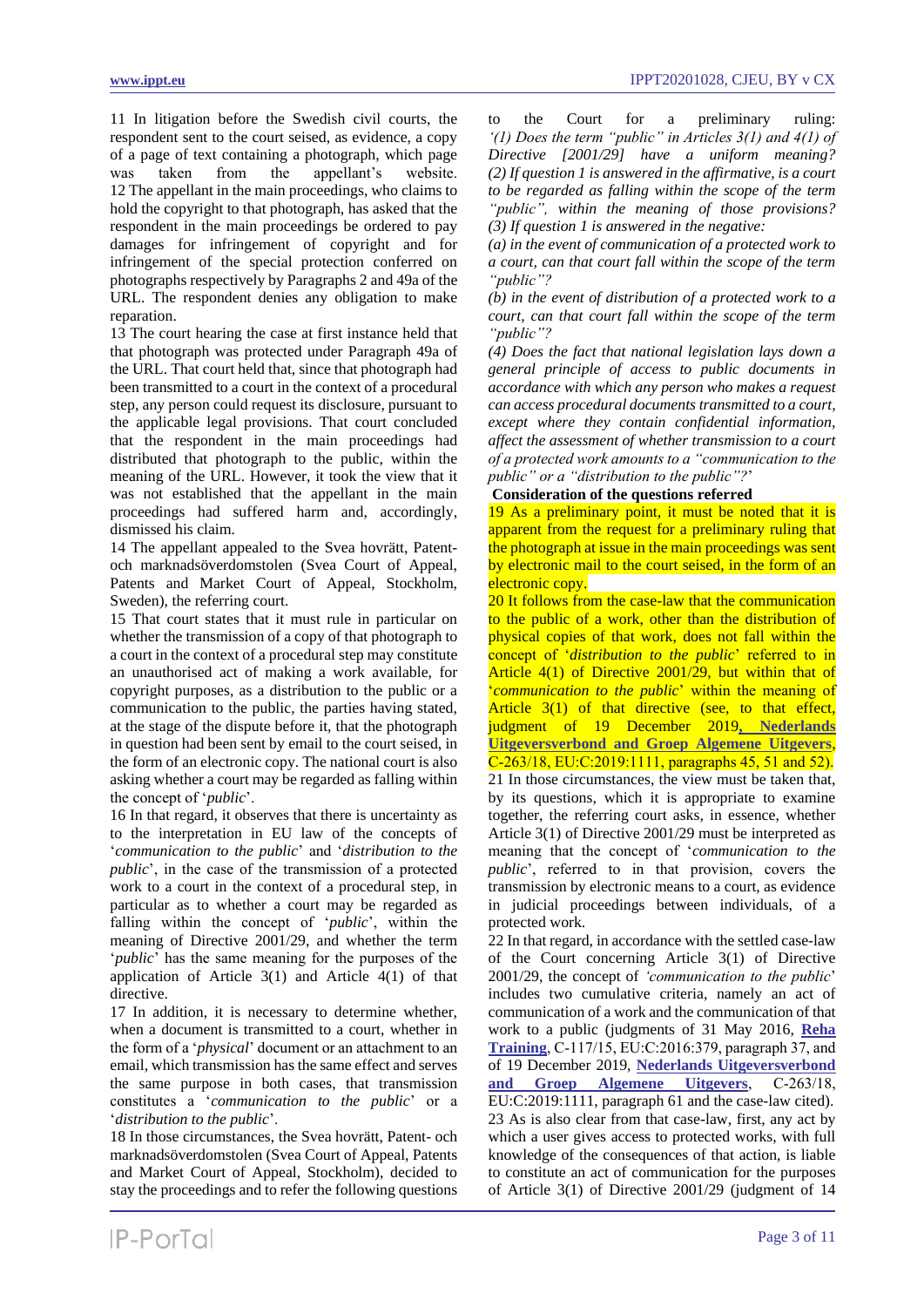11 In litigation before the Swedish civil courts, the respondent sent to the court seised, as evidence, a copy of a page of text containing a photograph, which page was taken from the appellant's website.

12 The appellant in the main proceedings, who claims to hold the copyright to that photograph, has asked that the respondent in the main proceedings be ordered to pay damages for infringement of copyright and for infringement of the special protection conferred on photographs respectively by Paragraphs 2 and 49a of the URL. The respondent denies any obligation to make reparation.

13 The court hearing the case at first instance held that that photograph was protected under Paragraph 49a of the URL. That court held that, since that photograph had been transmitted to a court in the context of a procedural step, any person could request its disclosure, pursuant to the applicable legal provisions. That court concluded that the respondent in the main proceedings had distributed that photograph to the public, within the meaning of the URL. However, it took the view that it was not established that the appellant in the main proceedings had suffered harm and, accordingly, dismissed his claim.

14 The appellant appealed to the Svea hovrätt, Patent- och marknadsöverdomstolen (Svea Court of Appeal, Patents and Market Court of Appeal, Stockholm, Sweden), the referring court.

15 That court states that it must rule in particular on whether the transmission of a copy of that photograph to a court in the context of a procedural step may constitute an unauthorised act of making a work available, for copyright purposes, as a distribution to the public or a communication to the public, the parties having stated, at the stage of the dispute before it, that the photograph in question had been sent by email to the court seised, in the form of an electronic copy. The national court is also asking whether a court may be regarded as falling within the concept of '*public*'.

16 In that regard, it observes that there is uncertainty as to the interpretation in EU law of the concepts of '*communication to the public*' and '*distribution to the public*', in the case of the transmission of a protected work to a court in the context of a procedural step, in particular as to whether a court may be regarded as falling within the concept of '*public*', within the meaning of Directive 2001/29, and whether the term '*public*' has the same meaning for the purposes of the application of Article 3(1) and Article 4(1) of that directive.

17 In addition, it is necessary to determine whether, when a document is transmitted to a court, whether in the form of a '*physical*' document or an attachment to an email, which transmission has the same effect and serves the same purpose in both cases, that transmission constitutes a '*communication to the public*' or a '*distribution to the public*'.

18 In those circumstances, the Svea hovrätt, Patent- och marknadsöverdomstolen (Svea Court of Appeal, Patents and Market Court of Appeal, Stockholm), decided to stay the proceedings and to refer the following questions to the Court for a preliminary ruling:

*'(1) Does the term "public" in Articles 3(1) and 4(1) of Directive [2001/29] have a uniform meaning?*

*(2) If question 1 is answered in the affirmative, is a court to be regarded as falling within the scope of the term "public", within the meaning of those provisions?*

*(3) If question 1 is answered in the negative:*

*(a) in the event of communication of a protected work to a court, can that court fall within the scope of the term "public"?*

*(b) in the event of distribution of a protected work to a court, can that court fall within the scope of the term "public"?*

*(4) Does the fact that national legislation lays down a general principle of access to public documents in accordance with which any person who makes a request can access procedural documents transmitted to a court, except where they contain confidential information, affect the assessment of whether transmission to a court of a protected work amounts to a "communication to the public" or a "distribution to the public"?'*

**Consideration of the questions referred**

19 As a preliminary point, it must be noted that it is apparent from the request for a preliminary ruling that the photograph at issue in the main proceedings was sent by electronic mail to the court seised, in the form of an electronic copy.

20 It follows from the case-law that the communication to the public of a work, other than the distribution of physical copies of that work, does not fall within the concept of '*distribution to the public*' referred to in Article 4(1) of Directive 2001/29, but within that of '*communication to the public*' within the meaning of Article 3(1) of that directive (see, to that effect, judgment of 19 December 2019, **Nederlands Uitgeversverbond and Groep Algemene Uitgevers**, C-263/18, EU:C:2019:1111, paragraphs 45, 51 and 52).

21 In those circumstances, the view must be taken that, by its questions, which it is appropriate to examine together, the referring court asks, in essence, whether Article 3(1) of Directive 2001/29 must be interpreted as meaning that the concept of '*communication to the public*', referred to in that provision, covers the transmission by electronic means to a court, as evidence in judicial proceedings between individuals, of a protected work.

22 In that regard, in accordance with the settled case-law of the Court concerning Article 3(1) of Directive 2001/29, the concept of *'communication to the public*' includes two cumulative criteria, namely an act of communication of a work and the communication of that work to a public (judgments of 31 May 2016, **Reha Training**, C-117/15, EU:C:2016:379, paragraph 37, and of 19 December 2019, **Nederlands Uitgeversverbond and Groep Algemene Uitgevers**, C-263/18, EU:C:2019:1111, paragraph 61 and the case-law cited).

23 As is also clear from that case-law, first, any act by which a user gives access to protected works, with full knowledge of the consequences of that action, is liable to constitute an act of communication for the purposes of Article 3(1) of Directive 2001/29 (judgment of 14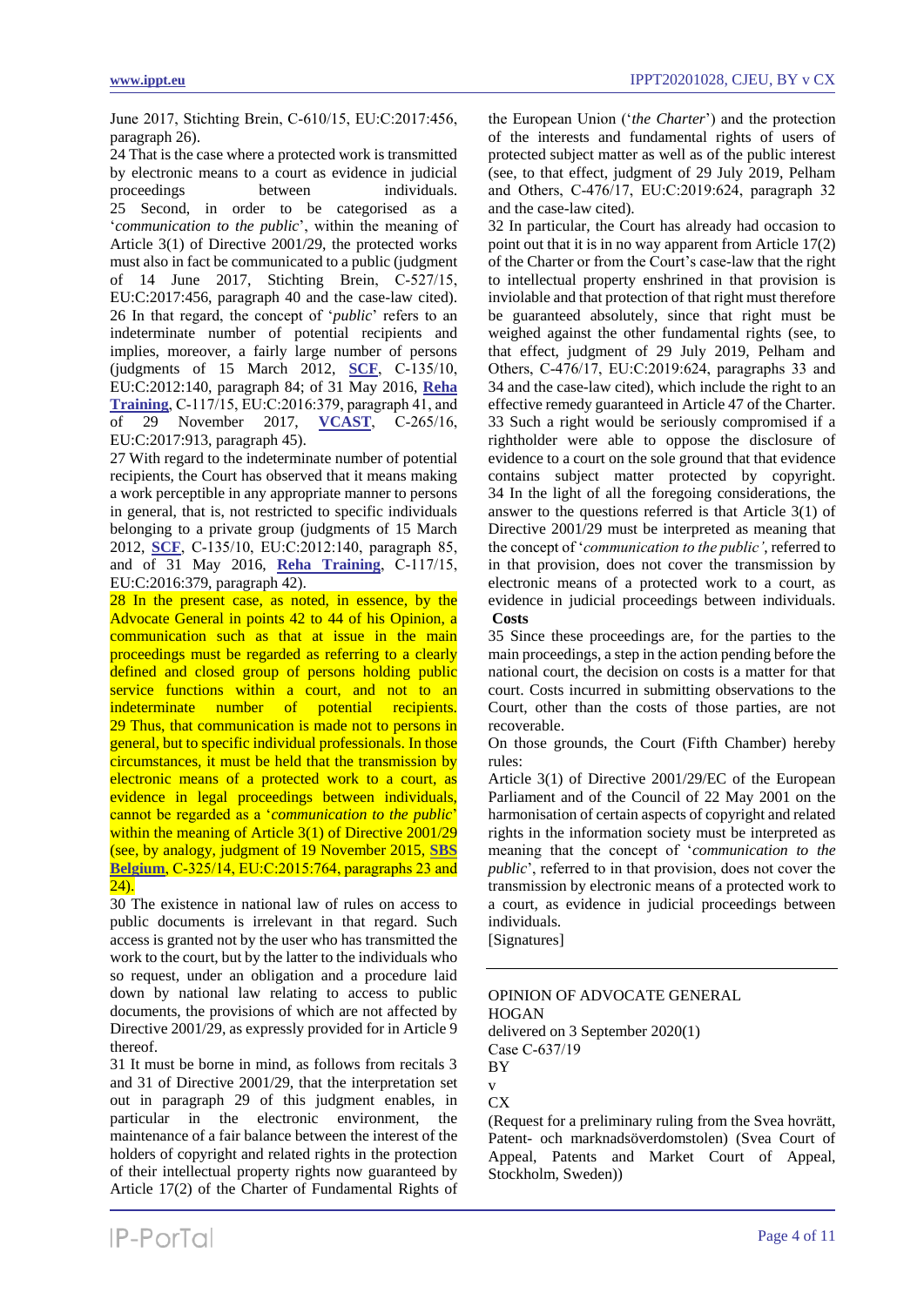June 2017, Stichting Brein, C-610/15, EU:C:2017:456, paragraph 26).

24 That is the case where a protected work is transmitted by electronic means to a court as evidence in judicial proceedings between individuals.

25 Second, in order to be categorised as a '*communication to the public*', within the meaning of Article 3(1) of Directive 2001/29, the protected works must also in fact be communicated to a public (judgment of 14 June 2017, Stichting Brein, C-527/15, EU:C:2017:456, paragraph 40 and the case-law cited).

26 In that regard, the concept of '*public*' refers to an indeterminate number of potential recipients and implies, moreover, a fairly large number of persons (judgments of 15 March 2012, **SCF**, C-135/10, EU:C:2012:140, paragraph 84; of 31 May 2016, **Reha Training**, C-117/15, EU:C:2016:379, paragraph 41, and of 29 November 2017, **VCAST**, C-265/16, EU:C:2017:913, paragraph 45).

27 With regard to the indeterminate number of potential recipients, the Court has observed that it means making a work perceptible in any appropriate manner to persons in general, that is, not restricted to specific individuals belonging to a private group (judgments of 15 March 2012, **SCF**, C-135/10, EU:C:2012:140, paragraph 85, and of 31 May 2016, **Reha Training**, C-117/15, EU:C:2016:379, paragraph 42).

28 In the present case, as noted, in essence, by the Advocate General in points 42 to 44 of his Opinion, a communication such as that at issue in the main proceedings must be regarded as referring to a clearly defined and closed group of persons holding public service functions within a court, and not to an indeterminate number of potential recipients.

29 Thus, that communication is made not to persons in general, but to specific individual professionals. In those circumstances, it must be held that the transmission by electronic means of a protected work to a court, as evidence in legal proceedings between individuals, cannot be regarded as a '*communication to the public*' within the meaning of Article 3(1) of Directive 2001/29 (see, by analogy, judgment of 19 November 2015, **SBS Belgium**, C-325/14, EU:C:2015:764, paragraphs 23 and 24).

30 The existence in national law of rules on access to public documents is irrelevant in that regard. Such access is granted not by the user who has transmitted the work to the court, but by the latter to the individuals who so request, under an obligation and a procedure laid down by national law relating to access to public documents, the provisions of which are not affected by Directive 2001/29, as expressly provided for in Article 9 thereof.

31 It must be borne in mind, as follows from recitals 3 and 31 of Directive 2001/29, that the interpretation set out in paragraph 29 of this judgment enables, in particular in the electronic environment, the maintenance of a fair balance between the interest of the holders of copyright and related rights in the protection of their intellectual property rights now guaranteed by Article 17(2) of the Charter of Fundamental Rights of the European Union ('*the Charter*') and the protection of the interests and fundamental rights of users of protected subject matter as well as of the public interest (see, to that effect, judgment of 29 July 2019, Pelham and Others, C-476/17, EU:C:2019:624, paragraph 32 and the case-law cited).

32 In particular, the Court has already had occasion to point out that it is in no way apparent from Article 17(2) of the Charter or from the Court's case-law that the right to intellectual property enshrined in that provision is inviolable and that protection of that right must therefore be guaranteed absolutely, since that right must be weighed against the other fundamental rights (see, to that effect, judgment of 29 July 2019, Pelham and Others, C-476/17, EU:C:2019:624, paragraphs 33 and 34 and the case-law cited), which include the right to an effective remedy guaranteed in Article 47 of the Charter.

33 Such a right would be seriously compromised if a rightholder were able to oppose the disclosure of evidence to a court on the sole ground that that evidence contains subject matter protected by copyright.

34 In the light of all the foregoing considerations, the answer to the questions referred is that Article 3(1) of Directive 2001/29 must be interpreted as meaning that the concept of '*communication to the public'*, referred to in that provision, does not cover the transmission by electronic means of a protected work to a court, as evidence in judicial proceedings between individuals.

**Costs**

35 Since these proceedings are, for the parties to the main proceedings, a step in the action pending before the national court, the decision on costs is a matter for that court. Costs incurred in submitting observations to the Court, other than the costs of those parties, are not recoverable.

On those grounds, the Court (Fifth Chamber) hereby rules:

Article 3(1) of Directive 2001/29/EC of the European Parliament and of the Council of 22 May 2001 on the harmonisation of certain aspects of copyright and related rights in the information society must be interpreted as meaning that the concept of '*communication to the public*', referred to in that provision, does not cover the transmission by electronic means of a protected work to a court, as evidence in judicial proceedings between individuals.

[Signatures]

---

OPINION OF ADVOCATE GENERAL HOGAN

delivered on 3 September 2020(1)

Case C-637/19

BY

v

CX

(Request for a preliminary ruling from the Svea hovrätt, Patent- och marknadsöverdomstolen) (Svea Court of Appeal, Patents and Market Court of Appeal, Stockholm, Sweden))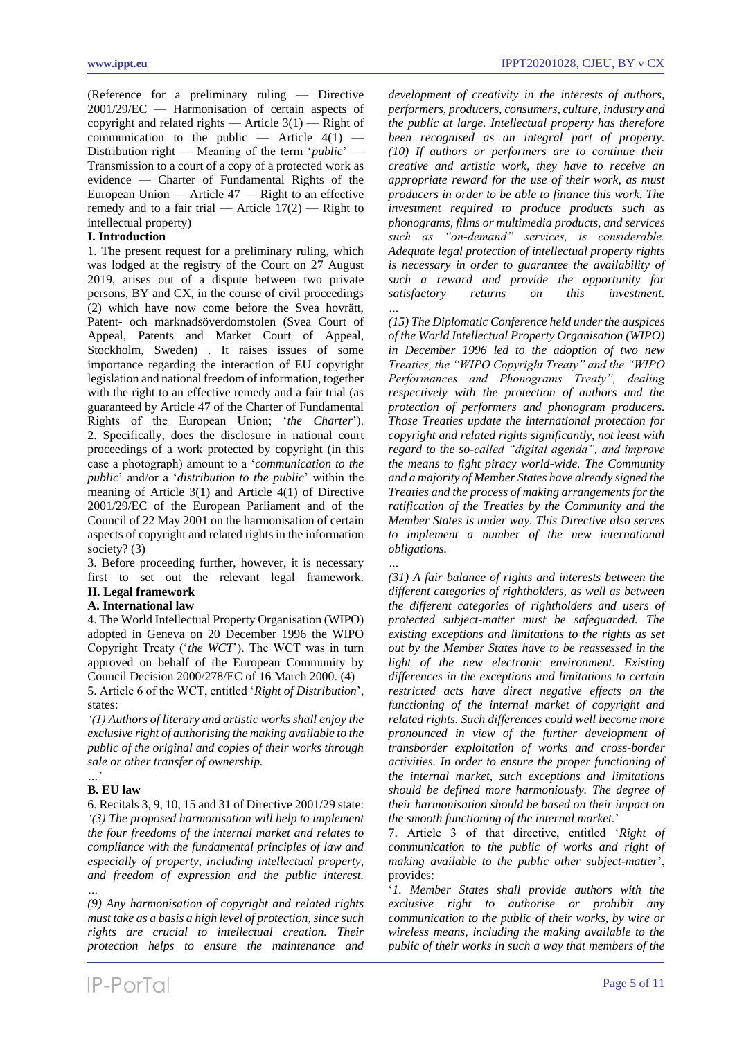(Reference for a preliminary ruling — Directive 2001/29/EC — Harmonisation of certain aspects of copyright and related rights — Article 3(1) — Right of communication to the public — Article 4(1) — Distribution right — Meaning of the term '*public*' — Transmission to a court of a copy of a protected work as evidence — Charter of Fundamental Rights of the European Union — Article 47 — Right to an effective remedy and to a fair trial — Article 17(2) — Right to intellectual property)

**I. Introduction**

1. The present request for a preliminary ruling, which was lodged at the registry of the Court on 27 August 2019, arises out of a dispute between two private persons, BY and CX, in the course of civil proceedings (2) which have now come before the Svea hovrätt, Patent- och marknadsöverdomstolen (Svea Court of Appeal, Patents and Market Court of Appeal, Stockholm, Sweden) . It raises issues of some importance regarding the interaction of EU copyright legislation and national freedom of information, together with the right to an effective remedy and a fair trial (as guaranteed by Article 47 of the Charter of Fundamental Rights of the European Union; '*the Charter*').

2. Specifically, does the disclosure in national court proceedings of a work protected by copyright (in this case a photograph) amount to a '*communication to the public*' and/or a '*distribution to the public*' within the meaning of Article 3(1) and Article 4(1) of Directive 2001/29/EC of the European Parliament and of the Council of 22 May 2001 on the harmonisation of certain aspects of copyright and related rights in the information society? (3)

3. Before proceeding further, however, it is necessary first to set out the relevant legal framework.

**II. Legal framework**

**A. International law**

4. The World Intellectual Property Organisation (WIPO) adopted in Geneva on 20 December 1996 the WIPO Copyright Treaty ('*the WCT*'). The WCT was in turn approved on behalf of the European Community by Council Decision 2000/278/EC of 16 March 2000. (4)

5. Article 6 of the WCT, entitled '*Right of Distribution*', states:

*'(1) Authors of literary and artistic works shall enjoy the exclusive right of authorising the making available to the public of the original and copies of their works through sale or other transfer of ownership.*

*…*'

**B. EU law**

6. Recitals 3, 9, 10, 15 and 31 of Directive 2001/29 state:

*'(3) The proposed harmonisation will help to implement the four freedoms of the internal market and relates to compliance with the fundamental principles of law and especially of property, including intellectual property, and freedom of expression and the public interest.*

*…*

*(9) Any harmonisation of copyright and related rights must take as a basis a high level of protection, since such rights are crucial to intellectual creation. Their protection helps to ensure the maintenance and development of creativity in the interests of authors, performers, producers, consumers, culture, industry and the public at large. Intellectual property has therefore been recognised as an integral part of property.*

*(10) If authors or performers are to continue their creative and artistic work, they have to receive an appropriate reward for the use of their work, as must producers in order to be able to finance this work. The investment required to produce products such as phonograms, films or multimedia products, and services such as "on-demand" services, is considerable. Adequate legal protection of intellectual property rights is necessary in order to guarantee the availability of such a reward and provide the opportunity for satisfactory returns on this investment.*

*…*

*(15) The Diplomatic Conference held under the auspices of the World Intellectual Property Organisation (WIPO) in December 1996 led to the adoption of two new Treaties, the "WIPO Copyright Treaty" and the "WIPO Performances and Phonograms Treaty", dealing respectively with the protection of authors and the protection of performers and phonogram producers. Those Treaties update the international protection for copyright and related rights significantly, not least with regard to the so-called "digital agenda", and improve the means to fight piracy world-wide. The Community and a majority of Member States have already signed the Treaties and the process of making arrangements for the ratification of the Treaties by the Community and the Member States is under way. This Directive also serves to implement a number of the new international obligations.*

*…*

*(31) A fair balance of rights and interests between the different categories of rightholders, as well as between the different categories of rightholders and users of protected subject-matter must be safeguarded. The existing exceptions and limitations to the rights as set out by the Member States have to be reassessed in the light of the new electronic environment. Existing differences in the exceptions and limitations to certain restricted acts have direct negative effects on the functioning of the internal market of copyright and related rights. Such differences could well become more pronounced in view of the further development of transborder exploitation of works and cross-border activities. In order to ensure the proper functioning of the internal market, such exceptions and limitations should be defined more harmoniously. The degree of their harmonisation should be based on their impact on the smooth functioning of the internal market.*'

7. Article 3 of that directive, entitled '*Right of communication to the public of works and right of making available to the public other subject-matter*', provides:

'*1. Member States shall provide authors with the exclusive right to authorise or prohibit any communication to the public of their works, by wire or wireless means, including the making available to the public of their works in such a way that members of the*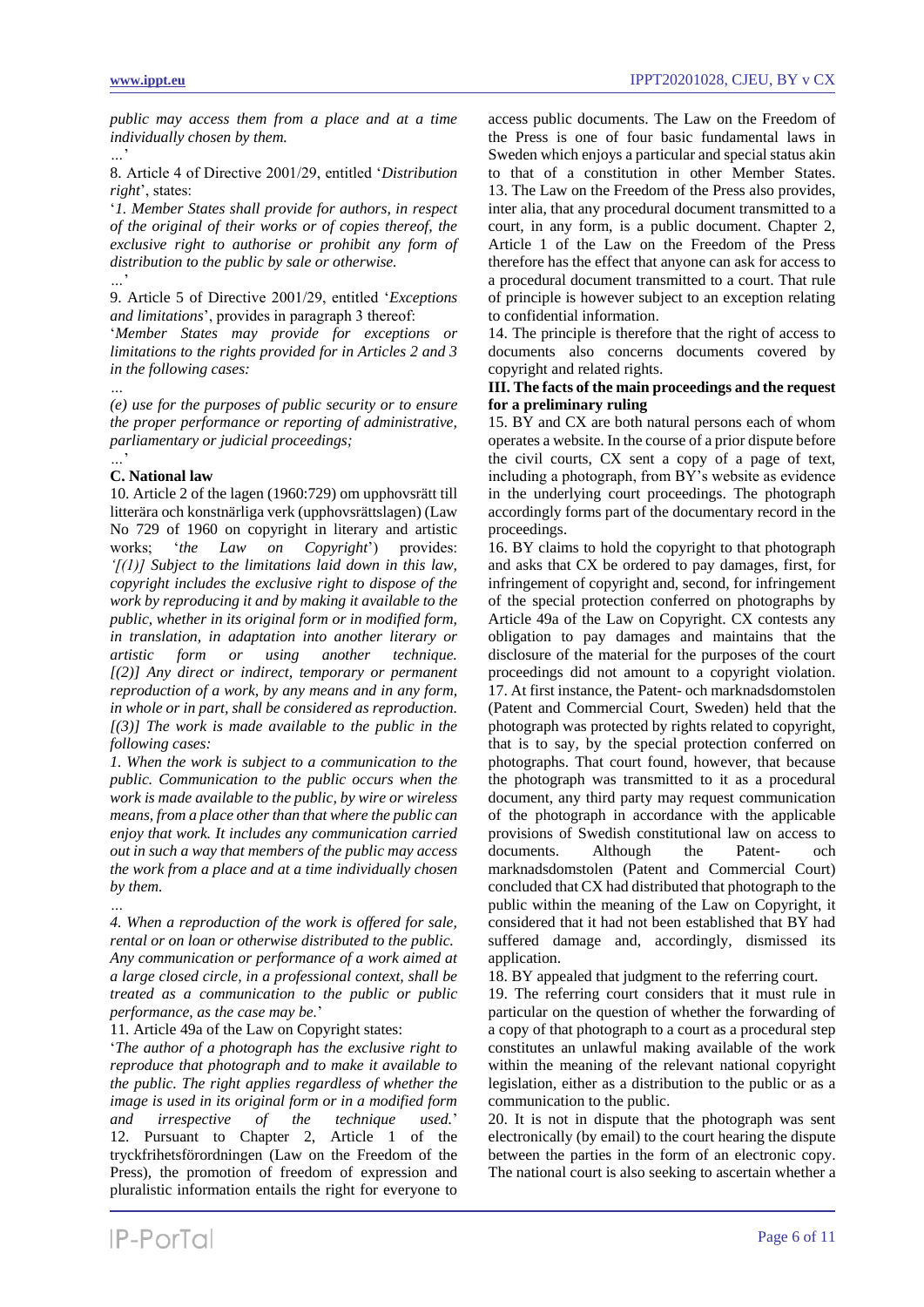*public may access them from a place and at a time individually chosen by them.*

…'

8. Article 4 of Directive 2001/29, entitled '*Distribution right*', states:

'*1. Member States shall provide for authors, in respect of the original of their works or of copies thereof, the exclusive right to authorise or prohibit any form of distribution to the public by sale or otherwise.*

…'

9. Article 5 of Directive 2001/29, entitled '*Exceptions and limitations*', provides in paragraph 3 thereof:

'*Member States may provide for exceptions or limitations to the rights provided for in Articles 2 and 3 in the following cases:*

*…*

*(e) use for the purposes of public security or to ensure the proper performance or reporting of administrative, parliamentary or judicial proceedings;*

*…*'

**C. National law**

10. Article 2 of the lagen (1960:729) om upphovsrätt till litterära och konstnärliga verk (upphovsrättslagen) (Law No 729 of 1960 on copyright in literary and artistic works; '*the Law on Copyright*') provides: *'[(1)] Subject to the limitations laid down in this law, copyright includes the exclusive right to dispose of the work by reproducing it and by making it available to the public, whether in its original form or in modified form, in translation, in adaptation into another literary or artistic form or using another technique. [(2)] Any direct or indirect, temporary or permanent reproduction of a work, by any means and in any form, in whole or in part, shall be considered as reproduction. [(3)] The work is made available to the public in the following cases:*

*1. When the work is subject to a communication to the public. Communication to the public occurs when the work is made available to the public, by wire or wireless means, from a place other than that where the public can enjoy that work. It includes any communication carried out in such a way that members of the public may access the work from a place and at a time individually chosen by them.*

*…*

*4. When a reproduction of the work is offered for sale, rental or on loan or otherwise distributed to the public. Any communication or performance of a work aimed at a large closed circle, in a professional context, shall be treated as a communication to the public or public performance, as the case may be.*'

11. Article 49a of the Law on Copyright states:

'*The author of a photograph has the exclusive right to reproduce that photograph and to make it available to the public. The right applies regardless of whether the image is used in its original form or in a modified form and irrespective of the technique used.*'

12. Pursuant to Chapter 2, Article 1 of the tryckfrihetsförordningen (Law on the Freedom of the Press), the promotion of freedom of expression and pluralistic information entails the right for everyone to access public documents. The Law on the Freedom of the Press is one of four basic fundamental laws in Sweden which enjoys a particular and special status akin to that of a constitution in other Member States.

13. The Law on the Freedom of the Press also provides, inter alia, that any procedural document transmitted to a court, in any form, is a public document. Chapter 2, Article 1 of the Law on the Freedom of the Press therefore has the effect that anyone can ask for access to a procedural document transmitted to a court. That rule of principle is however subject to an exception relating to confidential information.

14. The principle is therefore that the right of access to documents also concerns documents covered by copyright and related rights.

**III. The facts of the main proceedings and the request for a preliminary ruling**

15. BY and CX are both natural persons each of whom operates a website. In the course of a prior dispute before the civil courts, CX sent a copy of a page of text, including a photograph, from BY's website as evidence in the underlying court proceedings. The photograph accordingly forms part of the documentary record in the proceedings.

16. BY claims to hold the copyright to that photograph and asks that CX be ordered to pay damages, first, for infringement of copyright and, second, for infringement of the special protection conferred on photographs by Article 49a of the Law on Copyright. CX contests any obligation to pay damages and maintains that the disclosure of the material for the purposes of the court proceedings did not amount to a copyright violation.

17. At first instance, the Patent- och marknadsdomstolen (Patent and Commercial Court, Sweden) held that the photograph was protected by rights related to copyright, that is to say, by the special protection conferred on photographs. That court found, however, that because the photograph was transmitted to it as a procedural document, any third party may request communication of the photograph in accordance with the applicable provisions of Swedish constitutional law on access to documents. Although the Patent- och marknadsdomstolen (Patent and Commercial Court) concluded that CX had distributed that photograph to the public within the meaning of the Law on Copyright, it considered that it had not been established that BY had suffered damage and, accordingly, dismissed its application.

18. BY appealed that judgment to the referring court.

19. The referring court considers that it must rule in particular on the question of whether the forwarding of a copy of that photograph to a court as a procedural step constitutes an unlawful making available of the work within the meaning of the relevant national copyright legislation, either as a distribution to the public or as a communication to the public.

20. It is not in dispute that the photograph was sent electronically (by email) to the court hearing the dispute between the parties in the form of an electronic copy. The national court is also seeking to ascertain whether a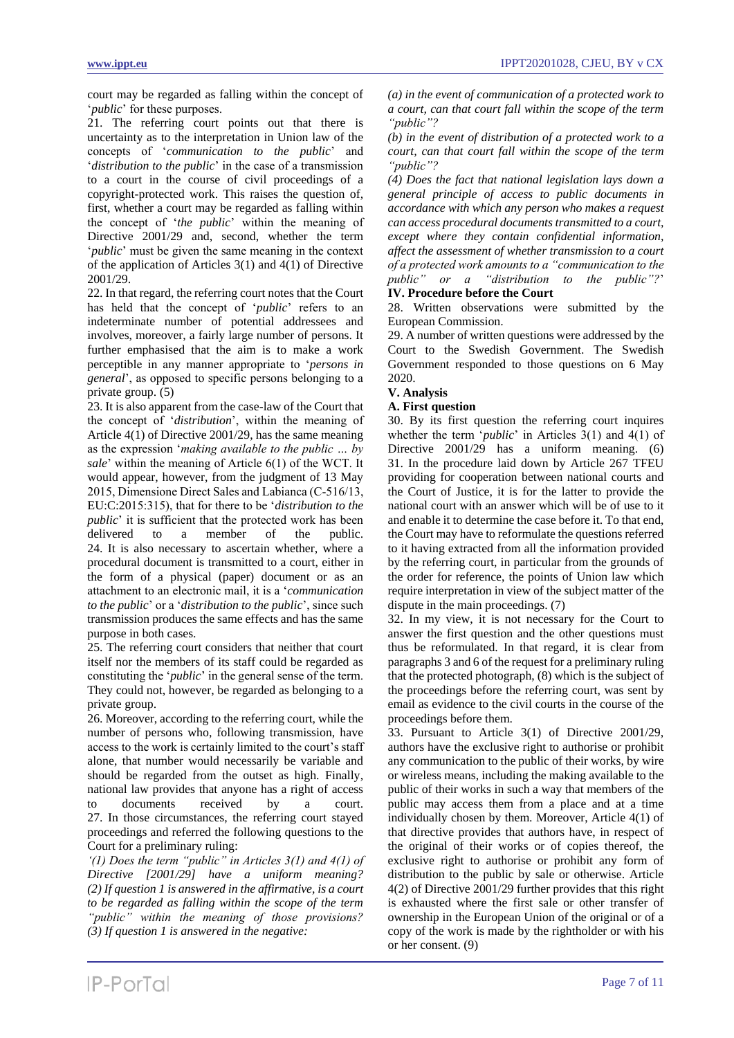court may be regarded as falling within the concept of '*public*' for these purposes.

21. The referring court points out that there is uncertainty as to the interpretation in Union law of the concepts of '*communication to the public*' and '*distribution to the public*' in the case of a transmission to a court in the course of civil proceedings of a copyright-protected work. This raises the question of, first, whether a court may be regarded as falling within the concept of '*the public*' within the meaning of Directive 2001/29 and, second, whether the term '*public*' must be given the same meaning in the context of the application of Articles 3(1) and 4(1) of Directive 2001/29.

22. In that regard, the referring court notes that the Court has held that the concept of '*public*' refers to an indeterminate number of potential addressees and involves, moreover, a fairly large number of persons. It further emphasised that the aim is to make a work perceptible in any manner appropriate to '*persons in general*', as opposed to specific persons belonging to a private group. (5)

23. It is also apparent from the case-law of the Court that the concept of '*distribution*', within the meaning of Article 4(1) of Directive 2001/29, has the same meaning as the expression '*making available to the public … by sale*' within the meaning of Article 6(1) of the WCT. It would appear, however, from the judgment of 13 May 2015, Dimensione Direct Sales and Labianca (C-516/13, EU:C:2015:315), that for there to be '*distribution to the public*' it is sufficient that the protected work has been delivered to a member of the public.

24. It is also necessary to ascertain whether, where a procedural document is transmitted to a court, either in the form of a physical (paper) document or as an attachment to an electronic mail, it is a '*communication to the public*' or a '*distribution to the public*', since such transmission produces the same effects and has the same purpose in both cases.

25. The referring court considers that neither that court itself nor the members of its staff could be regarded as constituting the '*public*' in the general sense of the term. They could not, however, be regarded as belonging to a private group.

26. Moreover, according to the referring court, while the number of persons who, following transmission, have access to the work is certainly limited to the court's staff alone, that number would necessarily be variable and should be regarded from the outset as high. Finally, national law provides that anyone has a right of access to documents received by a court.

27. In those circumstances, the referring court stayed proceedings and referred the following questions to the Court for a preliminary ruling:

*'(1) Does the term "public" in Articles 3(1) and 4(1) of Directive [2001/29] have a uniform meaning?*

*(2) If question 1 is answered in the affirmative, is a court to be regarded as falling within the scope of the term "public" within the meaning of those provisions?*

*(3) If question 1 is answered in the negative:*

*(a) in the event of communication of a protected work to a court, can that court fall within the scope of the term "public"?*

*(b) in the event of distribution of a protected work to a court, can that court fall within the scope of the term "public"?*

*(4) Does the fact that national legislation lays down a general principle of access to public documents in accordance with which any person who makes a request can access procedural documents transmitted to a court, except where they contain confidential information, affect the assessment of whether transmission to a court of a protected work amounts to a "communication to the public" or a "distribution to the public"?*'

## IV. Procedure before the Court

28. Written observations were submitted by the European Commission.

29. A number of written questions were addressed by the Court to the Swedish Government. The Swedish Government responded to those questions on 6 May 2020.

## V. Analysis

### A. First question

30. By its first question the referring court inquires whether the term '*public*' in Articles 3(1) and 4(1) of Directive 2001/29 has a uniform meaning. (6)

31. In the procedure laid down by Article 267 TFEU providing for cooperation between national courts and the Court of Justice, it is for the latter to provide the national court with an answer which will be of use to it and enable it to determine the case before it. To that end, the Court may have to reformulate the questions referred to it having extracted from all the information provided by the referring court, in particular from the grounds of the order for reference, the points of Union law which require interpretation in view of the subject matter of the dispute in the main proceedings. (7)

32. In my view, it is not necessary for the Court to answer the first question and the other questions must thus be reformulated. In that regard, it is clear from paragraphs 3 and 6 of the request for a preliminary ruling that the protected photograph, (8) which is the subject of the proceedings before the referring court, was sent by email as evidence to the civil courts in the course of the proceedings before them.

33. Pursuant to Article 3(1) of Directive 2001/29, authors have the exclusive right to authorise or prohibit any communication to the public of their works, by wire or wireless means, including the making available to the public of their works in such a way that members of the public may access them from a place and at a time individually chosen by them. Moreover, Article 4(1) of that directive provides that authors have, in respect of the original of their works or of copies thereof, the exclusive right to authorise or prohibit any form of distribution to the public by sale or otherwise. Article 4(2) of Directive 2001/29 further provides that this right is exhausted where the first sale or other transfer of ownership in the European Union of the original or of a copy of the work is made by the rightholder or with his or her consent. (9)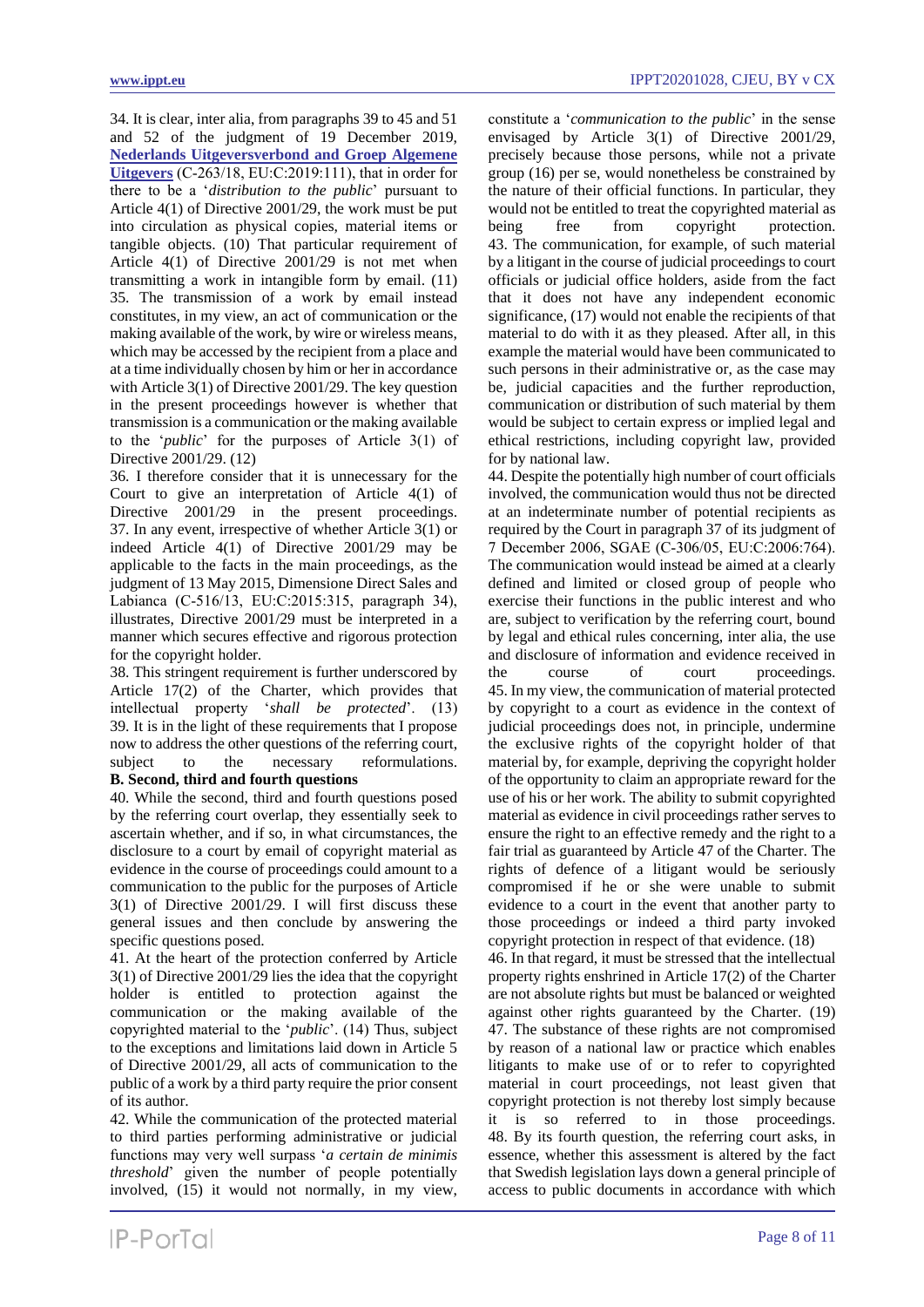34. It is clear, inter alia, from paragraphs 39 to 45 and 51 and 52 of the judgment of 19 December 2019, **Nederlands Uitgeversverbond and Groep Algemene Uitgevers** (C-263/18, EU:C:2019:111), that in order for there to be a '*distribution to the public*' pursuant to Article 4(1) of Directive 2001/29, the work must be put into circulation as physical copies, material items or tangible objects. (10) That particular requirement of Article 4(1) of Directive 2001/29 is not met when transmitting a work in intangible form by email. (11)

35. The transmission of a work by email instead constitutes, in my view, an act of communication or the making available of the work, by wire or wireless means, which may be accessed by the recipient from a place and at a time individually chosen by him or her in accordance with Article 3(1) of Directive 2001/29. The key question in the present proceedings however is whether that transmission is a communication or the making available to the '*public*' for the purposes of Article 3(1) of Directive 2001/29. (12)

36. I therefore consider that it is unnecessary for the Court to give an interpretation of Article 4(1) of Directive 2001/29 in the present proceedings.

37. In any event, irrespective of whether Article 3(1) or indeed Article 4(1) of Directive 2001/29 may be applicable to the facts in the main proceedings, as the judgment of 13 May 2015, Dimensione Direct Sales and Labianca (C-516/13, EU:C:2015:315, paragraph 34), illustrates, Directive 2001/29 must be interpreted in a manner which secures effective and rigorous protection for the copyright holder.

38. This stringent requirement is further underscored by Article 17(2) of the Charter, which provides that intellectual property '*shall be protected*'. (13)

39. It is in the light of these requirements that I propose now to address the other questions of the referring court, subject to the necessary reformulations.

**B. Second, third and fourth questions**

40. While the second, third and fourth questions posed by the referring court overlap, they essentially seek to ascertain whether, and if so, in what circumstances, the disclosure to a court by email of copyright material as evidence in the course of proceedings could amount to a communication to the public for the purposes of Article 3(1) of Directive 2001/29. I will first discuss these general issues and then conclude by answering the specific questions posed.

41. At the heart of the protection conferred by Article 3(1) of Directive 2001/29 lies the idea that the copyright holder is entitled to protection against the communication or the making available of the copyrighted material to the '*public*'. (14) Thus, subject to the exceptions and limitations laid down in Article 5 of Directive 2001/29, all acts of communication to the public of a work by a third party require the prior consent of its author.

42. While the communication of the protected material to third parties performing administrative or judicial functions may very well surpass '*a certain de minimis threshold*' given the number of people potentially involved, (15) it would not normally, in my view, constitute a '*communication to the public*' in the sense envisaged by Article 3(1) of Directive 2001/29, precisely because those persons, while not a private group (16) per se, would nonetheless be constrained by the nature of their official functions. In particular, they would not be entitled to treat the copyrighted material as being free from copyright protection.

43. The communication, for example, of such material by a litigant in the course of judicial proceedings to court officials or judicial office holders, aside from the fact that it does not have any independent economic significance, (17) would not enable the recipients of that material to do with it as they pleased. After all, in this example the material would have been communicated to such persons in their administrative or, as the case may be, judicial capacities and the further reproduction, communication or distribution of such material by them would be subject to certain express or implied legal and ethical restrictions, including copyright law, provided for by national law.

44. Despite the potentially high number of court officials involved, the communication would thus not be directed at an indeterminate number of potential recipients as required by the Court in paragraph 37 of its judgment of 7 December 2006, SGAE (C-306/05, EU:C:2006:764). The communication would instead be aimed at a clearly defined and limited or closed group of people who exercise their functions in the public interest and who are, subject to verification by the referring court, bound by legal and ethical rules concerning, inter alia, the use and disclosure of information and evidence received in the course of court proceedings.

45. In my view, the communication of material protected by copyright to a court as evidence in the context of judicial proceedings does not, in principle, undermine the exclusive rights of the copyright holder of that material by, for example, depriving the copyright holder of the opportunity to claim an appropriate reward for the use of his or her work. The ability to submit copyrighted material as evidence in civil proceedings rather serves to ensure the right to an effective remedy and the right to a fair trial as guaranteed by Article 47 of the Charter. The rights of defence of a litigant would be seriously compromised if he or she were unable to submit evidence to a court in the event that another party to those proceedings or indeed a third party invoked copyright protection in respect of that evidence. (18)

46. In that regard, it must be stressed that the intellectual property rights enshrined in Article 17(2) of the Charter are not absolute rights but must be balanced or weighted against other rights guaranteed by the Charter. (19)

47. The substance of these rights are not compromised by reason of a national law or practice which enables litigants to make use of or to refer to copyrighted material in court proceedings, not least given that copyright protection is not thereby lost simply because it is so referred to in those proceedings.

48. By its fourth question, the referring court asks, in essence, whether this assessment is altered by the fact that Swedish legislation lays down a general principle of access to public documents in accordance with which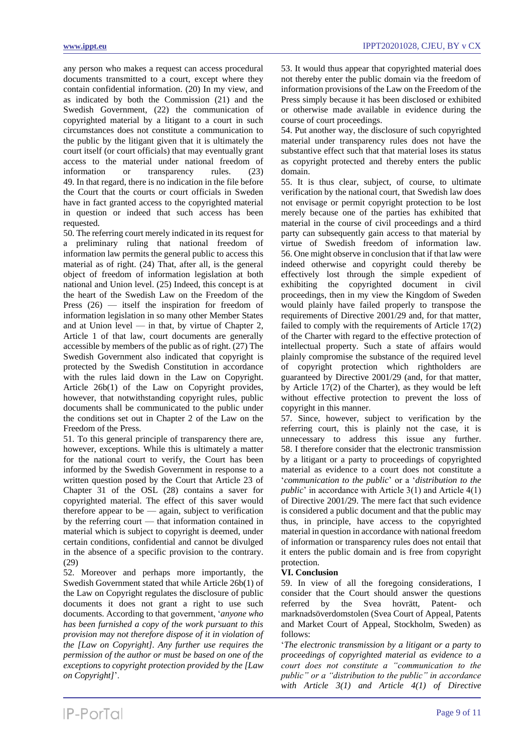any person who makes a request can access procedural documents transmitted to a court, except where they contain confidential information. (20) In my view, and as indicated by both the Commission (21) and the Swedish Government, (22) the communication of copyrighted material by a litigant to a court in such circumstances does not constitute a communication to the public by the litigant given that it is ultimately the court itself (or court officials) that may eventually grant access to the material under national freedom of information or transparency rules. (23)

49. In that regard, there is no indication in the file before the Court that the courts or court officials in Sweden have in fact granted access to the copyrighted material in question or indeed that such access has been requested.

50. The referring court merely indicated in its request for a preliminary ruling that national freedom of information law permits the general public to access this material as of right. (24) That, after all, is the general object of freedom of information legislation at both national and Union level. (25) Indeed, this concept is at the heart of the Swedish Law on the Freedom of the Press (26) — itself the inspiration for freedom of information legislation in so many other Member States and at Union level — in that, by virtue of Chapter 2, Article 1 of that law, court documents are generally accessible by members of the public as of right. (27) The Swedish Government also indicated that copyright is protected by the Swedish Constitution in accordance with the rules laid down in the Law on Copyright. Article 26b(1) of the Law on Copyright provides, however, that notwithstanding copyright rules, public documents shall be communicated to the public under the conditions set out in Chapter 2 of the Law on the Freedom of the Press.

51. To this general principle of transparency there are, however, exceptions. While this is ultimately a matter for the national court to verify, the Court has been informed by the Swedish Government in response to a written question posed by the Court that Article 23 of Chapter 31 of the OSL (28) contains a saver for copyrighted material. The effect of this saver would therefore appear to be — again, subject to verification by the referring court — that information contained in material which is subject to copyright is deemed, under certain conditions, confidential and cannot be divulged in the absence of a specific provision to the contrary. (29)

52. Moreover and perhaps more importantly, the Swedish Government stated that while Article 26b(1) of the Law on Copyright regulates the disclosure of public documents it does not grant a right to use such documents. According to that government, '*anyone who has been furnished a copy of the work pursuant to this provision may not therefore dispose of it in violation of the [Law on Copyright]. Any further use requires the permission of the author or must be based on one of the exceptions to copyright protection provided by the [Law on Copyright]*'.

53. It would thus appear that copyrighted material does not thereby enter the public domain via the freedom of information provisions of the Law on the Freedom of the Press simply because it has been disclosed or exhibited or otherwise made available in evidence during the course of court proceedings.

54. Put another way, the disclosure of such copyrighted material under transparency rules does not have the substantive effect such that that material loses its status as copyright protected and thereby enters the public domain.

55. It is thus clear, subject, of course, to ultimate verification by the national court, that Swedish law does not envisage or permit copyright protection to be lost merely because one of the parties has exhibited that material in the course of civil proceedings and a third party can subsequently gain access to that material by virtue of Swedish freedom of information law.

56. One might observe in conclusion that if that law were indeed otherwise and copyright could thereby be effectively lost through the simple expedient of exhibiting the copyrighted document in civil proceedings, then in my view the Kingdom of Sweden would plainly have failed properly to transpose the requirements of Directive 2001/29 and, for that matter, failed to comply with the requirements of Article 17(2) of the Charter with regard to the effective protection of intellectual property. Such a state of affairs would plainly compromise the substance of the required level of copyright protection which rightholders are guaranteed by Directive 2001/29 (and, for that matter, by Article 17(2) of the Charter), as they would be left without effective protection to prevent the loss of copyright in this manner.

57. Since, however, subject to verification by the referring court, this is plainly not the case, it is unnecessary to address this issue any further.

58. I therefore consider that the electronic transmission by a litigant or a party to proceedings of copyrighted material as evidence to a court does not constitute a '*communication to the public*' or a '*distribution to the public*' in accordance with Article 3(1) and Article 4(1) of Directive 2001/29. The mere fact that such evidence is considered a public document and that the public may thus, in principle, have access to the copyrighted material in question in accordance with national freedom of information or transparency rules does not entail that it enters the public domain and is free from copyright protection.

**VI. Conclusion**

59. In view of all the foregoing considerations, I consider that the Court should answer the questions referred by the Svea hovrätt, Patent- och marknadsöverdomstolen (Svea Court of Appeal, Patents and Market Court of Appeal, Stockholm, Sweden) as follows:

'*The electronic transmission by a litigant or a party to proceedings of copyrighted material as evidence to a court does not constitute a "communication to the public" or a "distribution to the public" in accordance with Article 3(1) and Article 4(1) of Directive*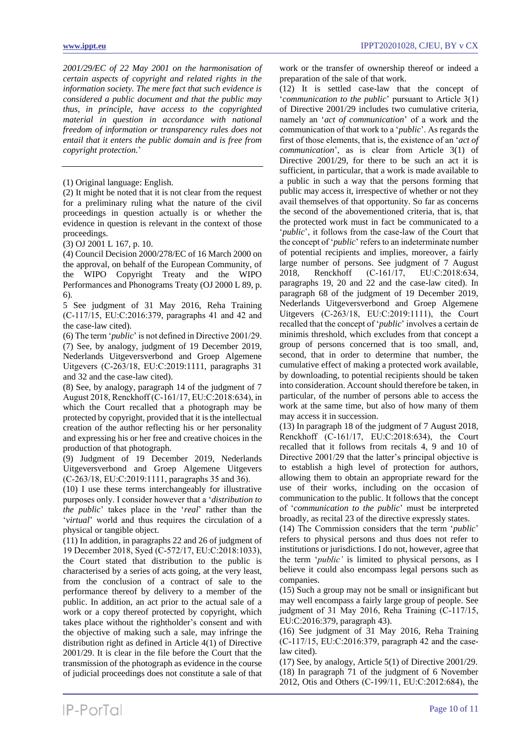*2001/29/EC of 22 May 2001 on the harmonisation of certain aspects of copyright and related rights in the information society. The mere fact that such evidence is considered a public document and that the public may thus, in principle, have access to the copyrighted material in question in accordance with national freedom of information or transparency rules does not entail that it enters the public domain and is free from copyright protection.*'

---

(1) Original language: English.

(2) It might be noted that it is not clear from the request for a preliminary ruling what the nature of the civil proceedings in question actually is or whether the evidence in question is relevant in the context of those proceedings.

(3) OJ 2001 L 167, p. 10.

(4) Council Decision 2000/278/EC of 16 March 2000 on the approval, on behalf of the European Community, of the WIPO Copyright Treaty and the WIPO Performances and Phonograms Treaty (OJ 2000 L 89, p. 6).

5 See judgment of 31 May 2016, Reha Training (C-117/15, EU:C:2016:379, paragraphs 41 and 42 and the case-law cited).

(6) The term '*public*' is not defined in Directive 2001/29.

(7) See, by analogy, judgment of 19 December 2019, Nederlands Uitgeversverbond and Groep Algemene Uitgevers (C-263/18, EU:C:2019:1111, paragraphs 31 and 32 and the case-law cited).

(8) See, by analogy, paragraph 14 of the judgment of 7 August 2018, Renckhoff (C-161/17, EU:C:2018:634), in which the Court recalled that a photograph may be protected by copyright, provided that it is the intellectual creation of the author reflecting his or her personality and expressing his or her free and creative choices in the production of that photograph.

(9) Judgment of 19 December 2019, Nederlands Uitgeversverbond and Groep Algemene Uitgevers (C-263/18, EU:C:2019:1111, paragraphs 35 and 36).

(10) I use these terms interchangeably for illustrative purposes only. I consider however that a '*distribution to the public*' takes place in the '*real*' rather than the '*virtual*' world and thus requires the circulation of a physical or tangible object.

(11) In addition, in paragraphs 22 and 26 of judgment of 19 December 2018, Syed (C-572/17, EU:C:2018:1033), the Court stated that distribution to the public is characterised by a series of acts going, at the very least, from the conclusion of a contract of sale to the performance thereof by delivery to a member of the public. In addition, an act prior to the actual sale of a work or a copy thereof protected by copyright, which takes place without the rightholder's consent and with the objective of making such a sale, may infringe the distribution right as defined in Article 4(1) of Directive 2001/29. It is clear in the file before the Court that the transmission of the photograph as evidence in the course of judicial proceedings does not constitute a sale of that work or the transfer of ownership thereof or indeed a preparation of the sale of that work.

(12) It is settled case-law that the concept of '*communication to the public*' pursuant to Article 3(1) of Directive 2001/29 includes two cumulative criteria, namely an '*act of communication*' of a work and the communication of that work to a '*public*'. As regards the first of those elements, that is, the existence of an '*act of communication*', as is clear from Article 3(1) of Directive 2001/29, for there to be such an act it is sufficient, in particular, that a work is made available to a public in such a way that the persons forming that public may access it, irrespective of whether or not they avail themselves of that opportunity. So far as concerns the second of the abovementioned criteria, that is, that the protected work must in fact be communicated to a '*public*', it follows from the case-law of the Court that the concept of '*public*' refers to an indeterminate number of potential recipients and implies, moreover, a fairly large number of persons. See judgment of 7 August 2018, Renckhoff (C-161/17, EU:C:2018:634, paragraphs 19, 20 and 22 and the case-law cited). In paragraph 68 of the judgment of 19 December 2019, Nederlands Uitgeversverbond and Groep Algemene Uitgevers (C-263/18, EU:C:2019:1111), the Court recalled that the concept of '*public*' involves a certain de minimis threshold, which excludes from that concept a group of persons concerned that is too small, and, second, that in order to determine that number, the cumulative effect of making a protected work available, by downloading, to potential recipients should be taken into consideration. Account should therefore be taken, in particular, of the number of persons able to access the work at the same time, but also of how many of them may access it in succession.

(13) In paragraph 18 of the judgment of 7 August 2018, Renckhoff (C-161/17, EU:C:2018:634), the Court recalled that it follows from recitals 4, 9 and 10 of Directive 2001/29 that the latter's principal objective is to establish a high level of protection for authors, allowing them to obtain an appropriate reward for the use of their works, including on the occasion of communication to the public. It follows that the concept of '*communication to the public*' must be interpreted broadly, as recital 23 of the directive expressly states.

(14) The Commission considers that the term '*public*' refers to physical persons and thus does not refer to institutions or jurisdictions. I do not, however, agree that the term '*public'* is limited to physical persons, as I believe it could also encompass legal persons such as companies.

(15) Such a group may not be small or insignificant but may well encompass a fairly large group of people. See judgment of 31 May 2016, Reha Training (C-117/15, EU:C:2016:379, paragraph 43).

(16) See judgment of 31 May 2016, Reha Training (C-117/15, EU:C:2016:379, paragraph 42 and the case-law cited).

(17) See, by analogy, Article 5(1) of Directive 2001/29.

(18) In paragraph 71 of the judgment of 6 November 2012, Otis and Others (C-199/11, EU:C:2012:684), the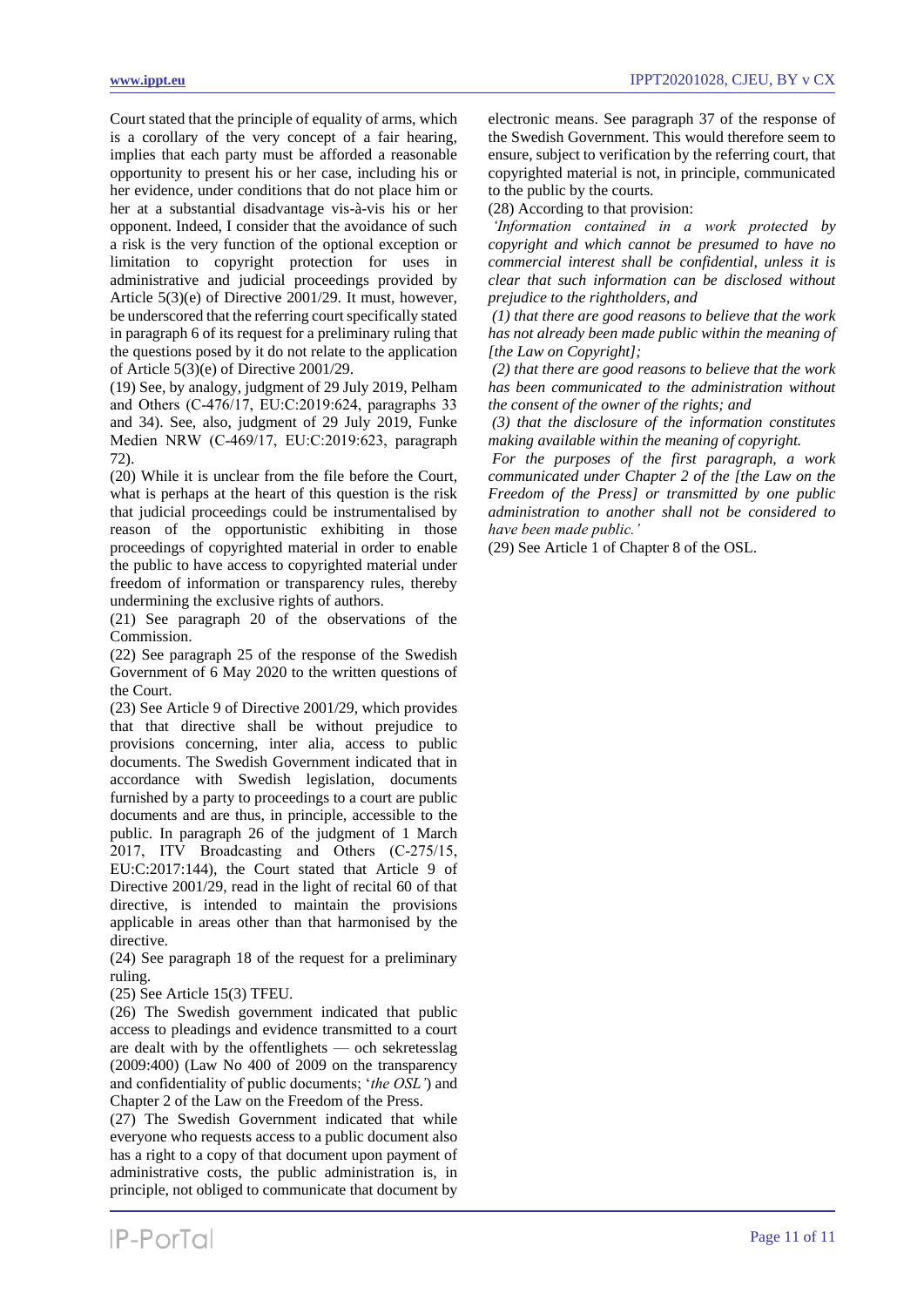Court stated that the principle of equality of arms, which is a corollary of the very concept of a fair hearing, implies that each party must be afforded a reasonable opportunity to present his or her case, including his or her evidence, under conditions that do not place him or her at a substantial disadvantage vis-à-vis his or her opponent. Indeed, I consider that the avoidance of such a risk is the very function of the optional exception or limitation to copyright protection for uses in administrative and judicial proceedings provided by Article 5(3)(e) of Directive 2001/29. It must, however, be underscored that the referring court specifically stated in paragraph 6 of its request for a preliminary ruling that the questions posed by it do not relate to the application of Article 5(3)(e) of Directive 2001/29.

(19) See, by analogy, judgment of 29 July 2019, Pelham and Others (C-476/17, EU:C:2019:624, paragraphs 33 and 34). See, also, judgment of 29 July 2019, Funke Medien NRW (C-469/17, EU:C:2019:623, paragraph 72).

(20) While it is unclear from the file before the Court, what is perhaps at the heart of this question is the risk that judicial proceedings could be instrumentalised by reason of the opportunistic exhibiting in those proceedings of copyrighted material in order to enable the public to have access to copyrighted material under freedom of information or transparency rules, thereby undermining the exclusive rights of authors.

(21) See paragraph 20 of the observations of the Commission.

(22) See paragraph 25 of the response of the Swedish Government of 6 May 2020 to the written questions of the Court.

(23) See Article 9 of Directive 2001/29, which provides that that directive shall be without prejudice to provisions concerning, inter alia, access to public documents. The Swedish Government indicated that in accordance with Swedish legislation, documents furnished by a party to proceedings to a court are public documents and are thus, in principle, accessible to the public. In paragraph 26 of the judgment of 1 March 2017, ITV Broadcasting and Others (C-275/15, EU:C:2017:144), the Court stated that Article 9 of Directive 2001/29, read in the light of recital 60 of that directive, is intended to maintain the provisions applicable in areas other than that harmonised by the directive.

(24) See paragraph 18 of the request for a preliminary ruling.

(25) See Article 15(3) TFEU.

(26) The Swedish government indicated that public access to pleadings and evidence transmitted to a court are dealt with by the offentlighets — och sekretesslag (2009:400) (Law No 400 of 2009 on the transparency and confidentiality of public documents; '*the OSL*') and Chapter 2 of the Law on the Freedom of the Press.

(27) The Swedish Government indicated that while everyone who requests access to a public document also has a right to a copy of that document upon payment of administrative costs, the public administration is, in principle, not obliged to communicate that document by electronic means. See paragraph 37 of the response of the Swedish Government. This would therefore seem to ensure, subject to verification by the referring court, that copyrighted material is not, in principle, communicated to the public by the courts.

(28) According to that provision:

*'Information contained in a work protected by copyright and which cannot be presumed to have no commercial interest shall be confidential, unless it is clear that such information can be disclosed without prejudice to the rightholders, and*

*(1) that there are good reasons to believe that the work has not already been made public within the meaning of [the Law on Copyright];*

*(2) that there are good reasons to believe that the work has been communicated to the administration without the consent of the owner of the rights; and*

*(3) that the disclosure of the information constitutes making available within the meaning of copyright.*

*For the purposes of the first paragraph, a work communicated under Chapter 2 of the [the Law on the Freedom of the Press] or transmitted by one public administration to another shall not be considered to have been made public.'*

(29) See Article 1 of Chapter 8 of the OSL.